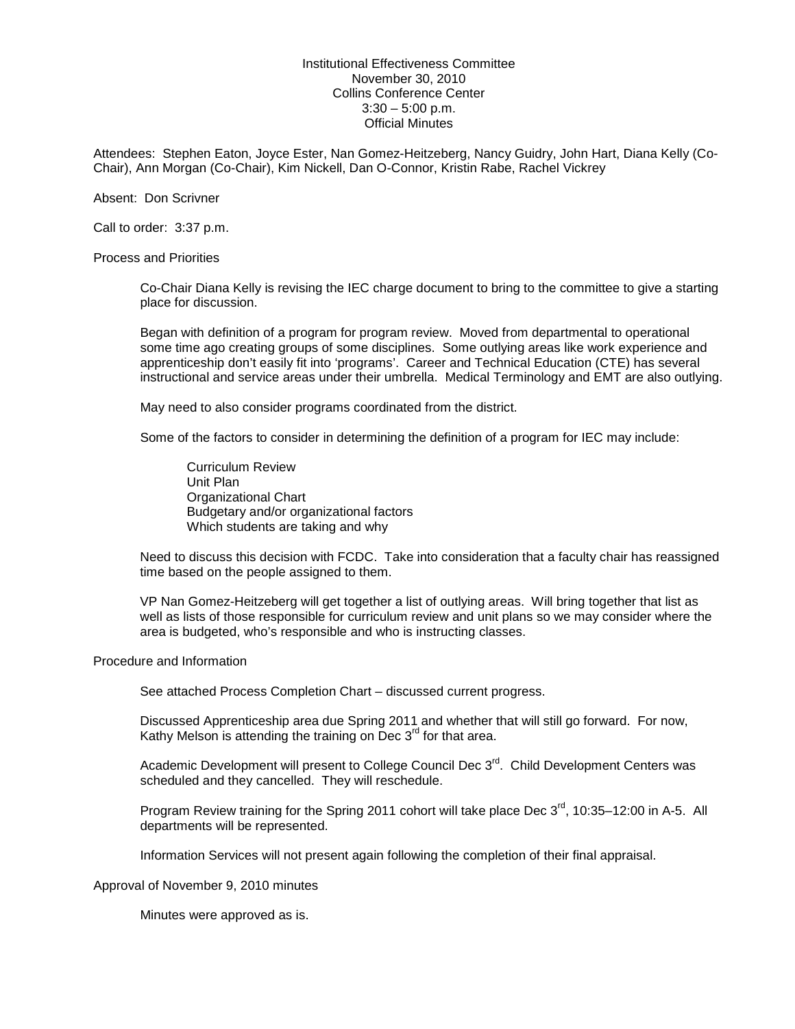Institutional Effectiveness Committee
November 30, 2010
Collins Conference Center
3:30 – 5:00 p.m.
Official Minutes

Attendees: Stephen Eaton, Joyce Ester, Nan Gomez-Heitzeberg, Nancy Guidry, John Hart, Diana Kelly (Co-Chair), Ann Morgan (Co-Chair), Kim Nickell, Dan O-Connor, Kristin Rabe, Rachel Vickrey

Absent: Don Scrivner

Call to order: 3:37 p.m.

## Process and Priorities

Co-Chair Diana Kelly is revising the IEC charge document to bring to the committee to give a starting place for discussion.

Began with definition of a program for program review. Moved from departmental to operational some time ago creating groups of some disciplines. Some outlying areas like work experience and apprenticeship don't easily fit into 'programs'. Career and Technical Education (CTE) has several instructional and service areas under their umbrella. Medical Terminology and EMT are also outlying.

May need to also consider programs coordinated from the district.

Some of the factors to consider in determining the definition of a program for IEC may include:

- Curriculum Review
- Unit Plan
- Organizational Chart
- Budgetary and/or organizational factors
- Which students are taking and why

Need to discuss this decision with FCDC. Take into consideration that a faculty chair has reassigned time based on the people assigned to them.

VP Nan Gomez-Heitzeberg will get together a list of outlying areas. Will bring together that list as well as lists of those responsible for curriculum review and unit plans so we may consider where the area is budgeted, who's responsible and who is instructing classes.

## Procedure and Information

See attached Process Completion Chart – discussed current progress.

Discussed Apprenticeship area due Spring 2011 and whether that will still go forward. For now, Kathy Melson is attending the training on Dec 3rd for that area.

Academic Development will present to College Council Dec 3rd. Child Development Centers was scheduled and they cancelled. They will reschedule.

Program Review training for the Spring 2011 cohort will take place Dec 3rd, 10:35–12:00 in A-5. All departments will be represented.

Information Services will not present again following the completion of their final appraisal.

## Approval of November 9, 2010 minutes

Minutes were approved as is.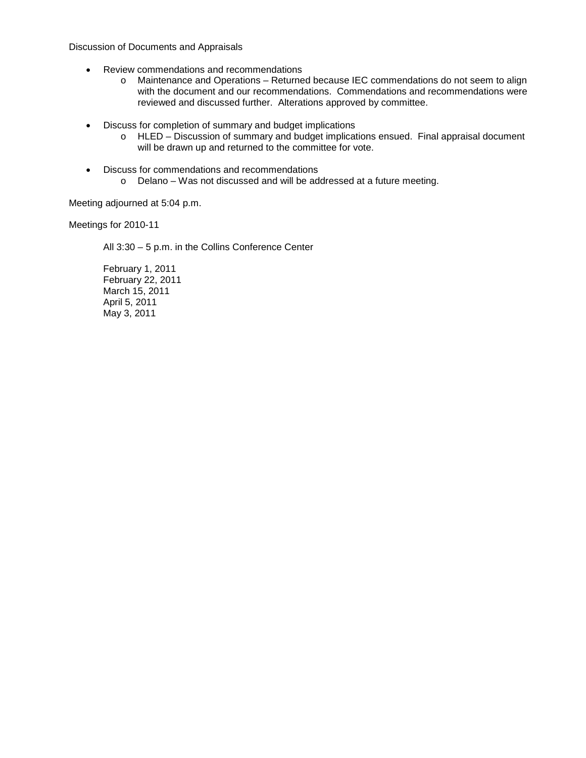Discussion of Documents and Appraisals

- Review commendations and recommendations
  - Maintenance and Operations – Returned because IEC commendations do not seem to align with the document and our recommendations. Commendations and recommendations were reviewed and discussed further. Alterations approved by committee.

- Discuss for completion of summary and budget implications
  - HLED – Discussion of summary and budget implications ensued. Final appraisal document will be drawn up and returned to the committee for vote.

- Discuss for commendations and recommendations
  - Delano – Was not discussed and will be addressed at a future meeting.

Meeting adjourned at 5:04 p.m.

Meetings for 2010-11

All 3:30 – 5 p.m. in the Collins Conference Center

February 1, 2011
February 22, 2011
March 15, 2011
April 5, 2011
May 3, 2011